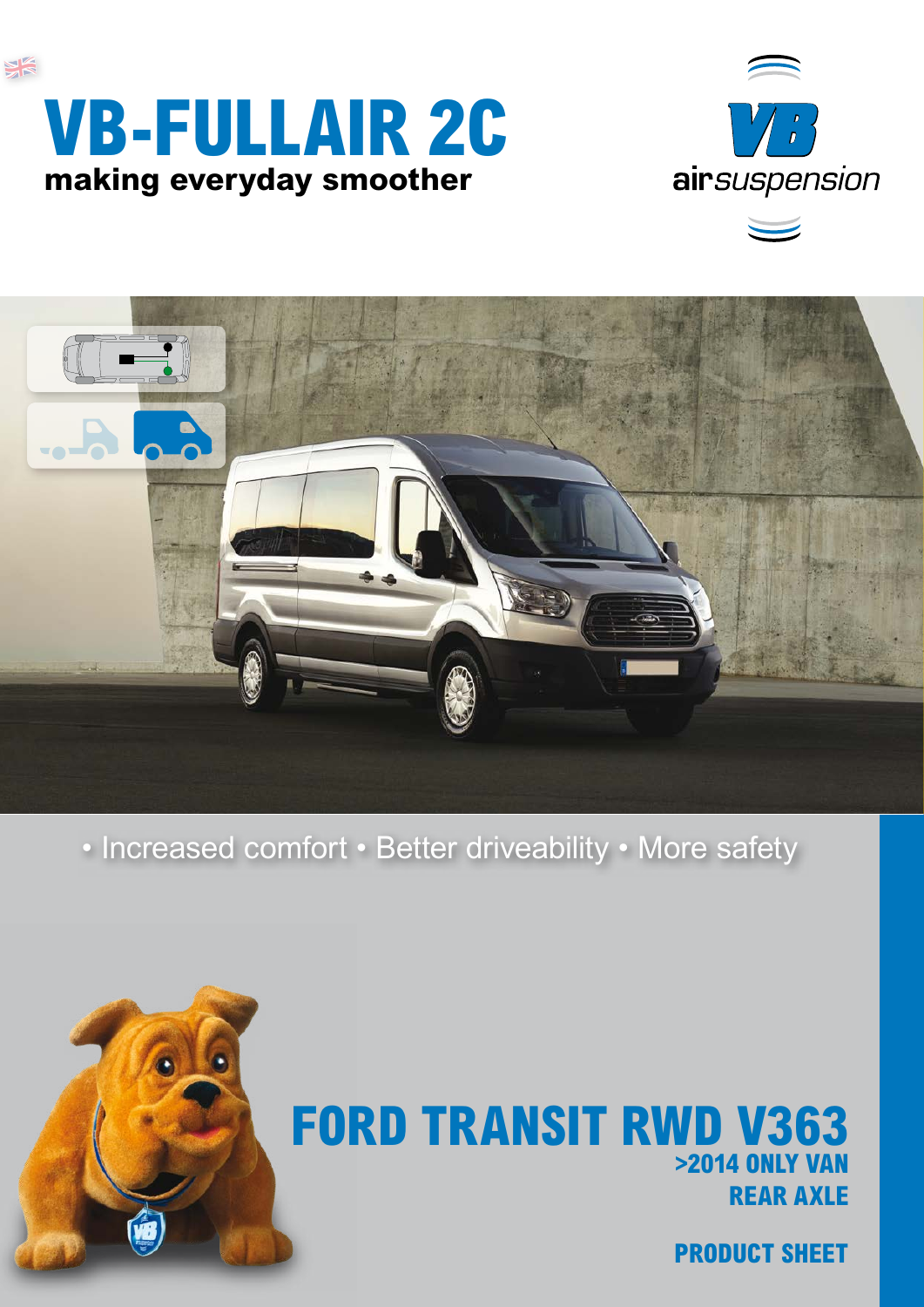# VB-FULLAIR 2C

**making everyday smoother**

VB airsuspension

• Increased comfort • Better driveability • More safety

## FORD TRANSIT RWD V363

**>2014 ONLY VAN**

**REAR AXLE**

**PRODUCT SHEET**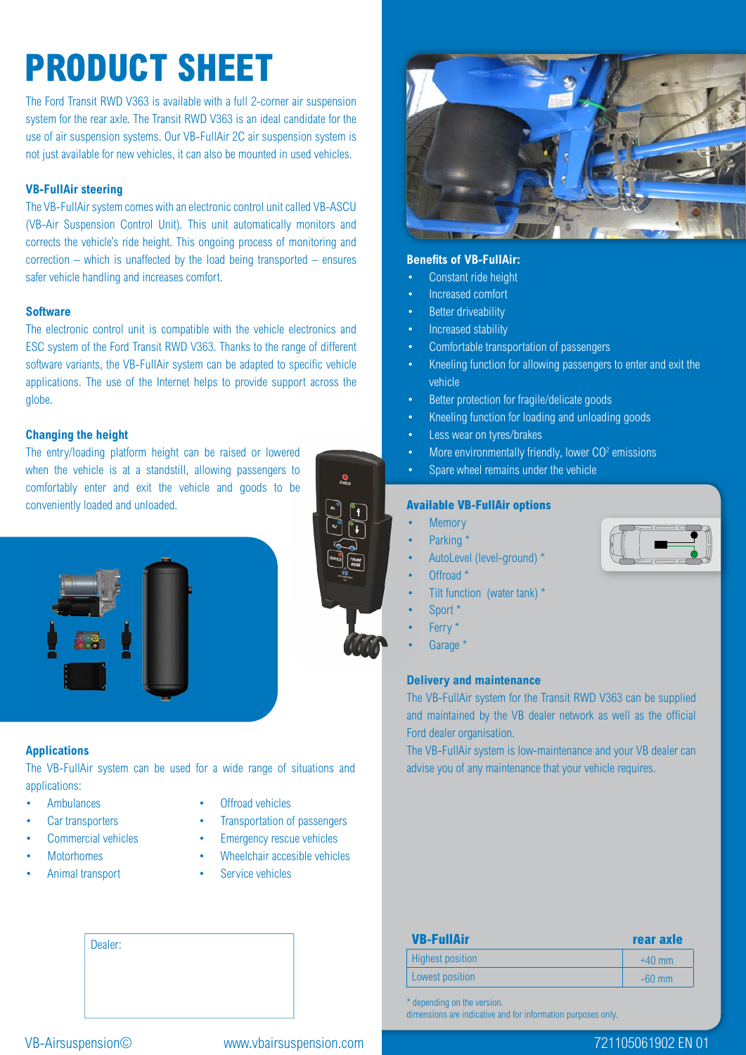# PRODUCT SHEET

The Ford Transit RWD V363 is available with a full 2-corner air suspension system for the rear axle. The Transit RWD V363 is an ideal candidate for the use of air suspension systems. Our VB-FullAir 2C air suspension system is not just available for new vehicles, it can also be mounted in used vehicles.

### VB-FullAir steering

The VB-FullAir system comes with an electronic control unit called VB-ASCU (VB-Air Suspension Control Unit). This unit automatically monitors and corrects the vehicle's ride height. This ongoing process of monitoring and correction – which is unaffected by the load being transported – ensures safer vehicle handling and increases comfort.

### Software

The electronic control unit is compatible with the vehicle electronics and ESC system of the Ford Transit RWD V363. Thanks to the range of different software variants, the VB-FullAir system can be adapted to specific vehicle applications. The use of the Internet helps to provide support across the globe.

### Changing the height

The entry/loading platform height can be raised or lowered when the vehicle is at a standstill, allowing passengers to comfortably enter and exit the vehicle and goods to be conveniently loaded and unloaded.

### Applications

The VB-FullAir system can be used for a wide range of situations and applications:

- Ambulances
- Car transporters
- Commercial vehicles
- Motorhomes
- Animal transport
- Offroad vehicles
- Transportation of passengers
- Emergency rescue vehicles
- Wheelchair accesible vehicles
- Service vehicles

Dealer:

### Benefits of VB-FullAir:

- Constant ride height
- Increased comfort
- Better driveability
- Increased stability
- Comfortable transportation of passengers
- Kneeling function for allowing passengers to enter and exit the vehicle
- Better protection for fragile/delicate goods
- Kneeling function for loading and unloading goods
- Less wear on tyres/brakes
- More environmentally friendly, lower $CO^2$ emissions
- Spare wheel remains under the vehicle

### Available VB-FullAir options

- Memory
- Parking *
- AutoLevel (level-ground) *
- Offroad *
- Tilt function (water tank) *
- Sport *
- Ferry *
- Garage *

### Delivery and maintenance

The VB-FullAir system for the Transit RWD V363 can be supplied and maintained by the VB dealer network as well as the official Ford dealer organisation.
The VB-FullAir system is low-maintenance and your VB dealer can advise you of any maintenance that your vehicle requires.

| VB-FullAir | rear axle |
| --- | --- |
| Highest position | +40 mm |
| Lowest position | -60 mm |

\* depending on the version.
dimensions are indicative and for information purposes only.

VB-Airsuspension© www.vbairsuspension.com 721105061902 EN 01